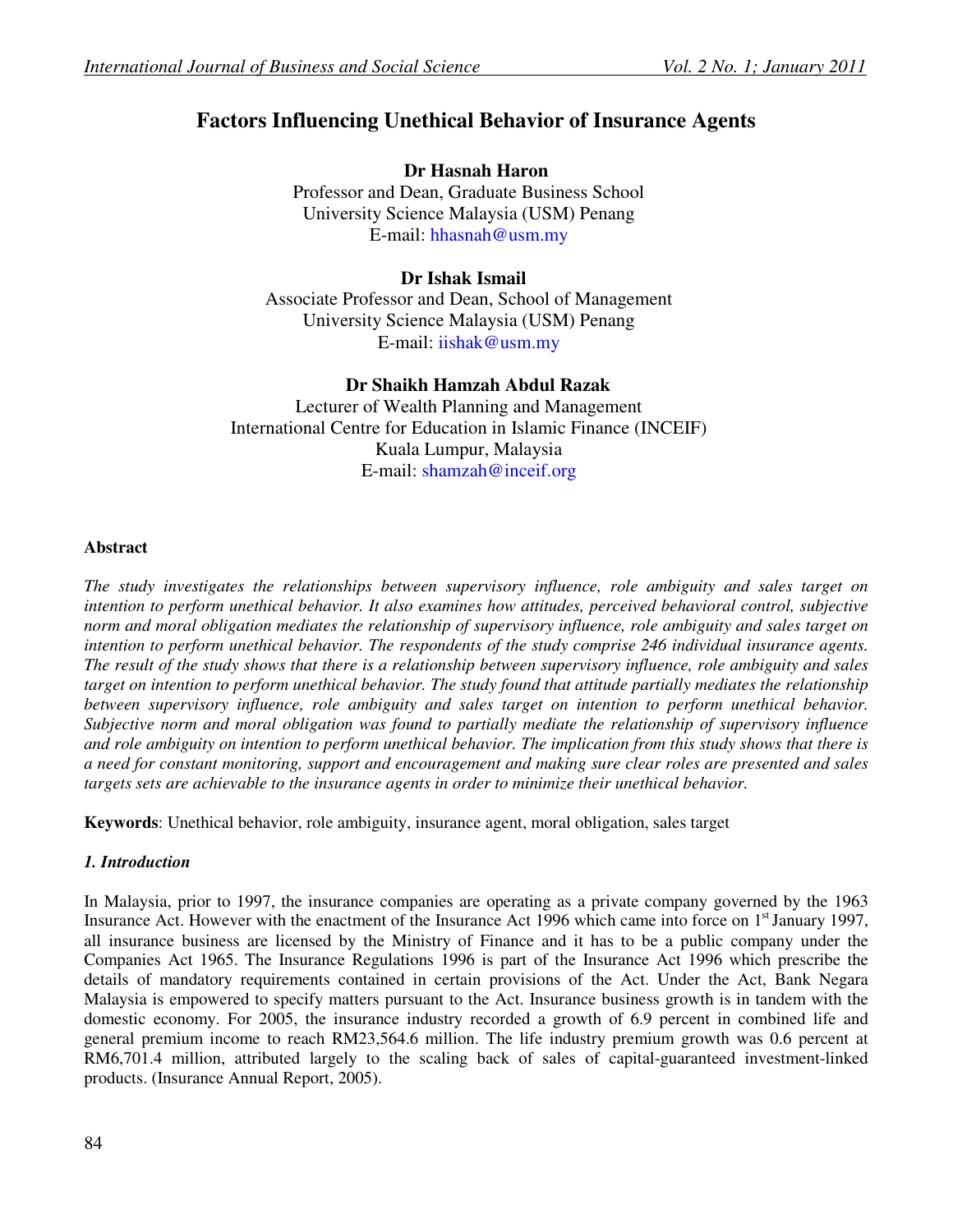# Factors Influencing Unethical Behavior of Insurance Agents

**Dr Hasnah Haron**
Professor and Dean, Graduate Business School
University Science Malaysia (USM) Penang
E-mail: hhasnah@usm.my

**Dr Ishak Ismail**
Associate Professor and Dean, School of Management
University Science Malaysia (USM) Penang
E-mail: iishak@usm.my

**Dr Shaikh Hamzah Abdul Razak**
Lecturer of Wealth Planning and Management
International Centre for Education in Islamic Finance (INCEIF)
Kuala Lumpur, Malaysia
E-mail: shamzah@inceif.org

**Abstract**

*The study investigates the relationships between supervisory influence, role ambiguity and sales target on intention to perform unethical behavior. It also examines how attitudes, perceived behavioral control, subjective norm and moral obligation mediates the relationship of supervisory influence, role ambiguity and sales target on intention to perform unethical behavior. The respondents of the study comprise 246 individual insurance agents. The result of the study shows that there is a relationship between supervisory influence, role ambiguity and sales target on intention to perform unethical behavior. The study found that attitude partially mediates the relationship between supervisory influence, role ambiguity and sales target on intention to perform unethical behavior. Subjective norm and moral obligation was found to partially mediate the relationship of supervisory influence and role ambiguity on intention to perform unethical behavior. The implication from this study shows that there is a need for constant monitoring, support and encouragement and making sure clear roles are presented and sales targets sets are achievable to the insurance agents in order to minimize their unethical behavior.*

**Keywords**: Unethical behavior, role ambiguity, insurance agent, moral obligation, sales target

## *1. Introduction*

In Malaysia, prior to 1997, the insurance companies are operating as a private company governed by the 1963 Insurance Act. However with the enactment of the Insurance Act 1996 which came into force on 1st January 1997, all insurance business are licensed by the Ministry of Finance and it has to be a public company under the Companies Act 1965. The Insurance Regulations 1996 is part of the Insurance Act 1996 which prescribe the details of mandatory requirements contained in certain provisions of the Act. Under the Act, Bank Negara Malaysia is empowered to specify matters pursuant to the Act. Insurance business growth is in tandem with the domestic economy. For 2005, the insurance industry recorded a growth of 6.9 percent in combined life and general premium income to reach RM23,564.6 million. The life industry premium growth was 0.6 percent at RM6,701.4 million, attributed largely to the scaling back of sales of capital-guaranteed investment-linked products. (Insurance Annual Report, 2005).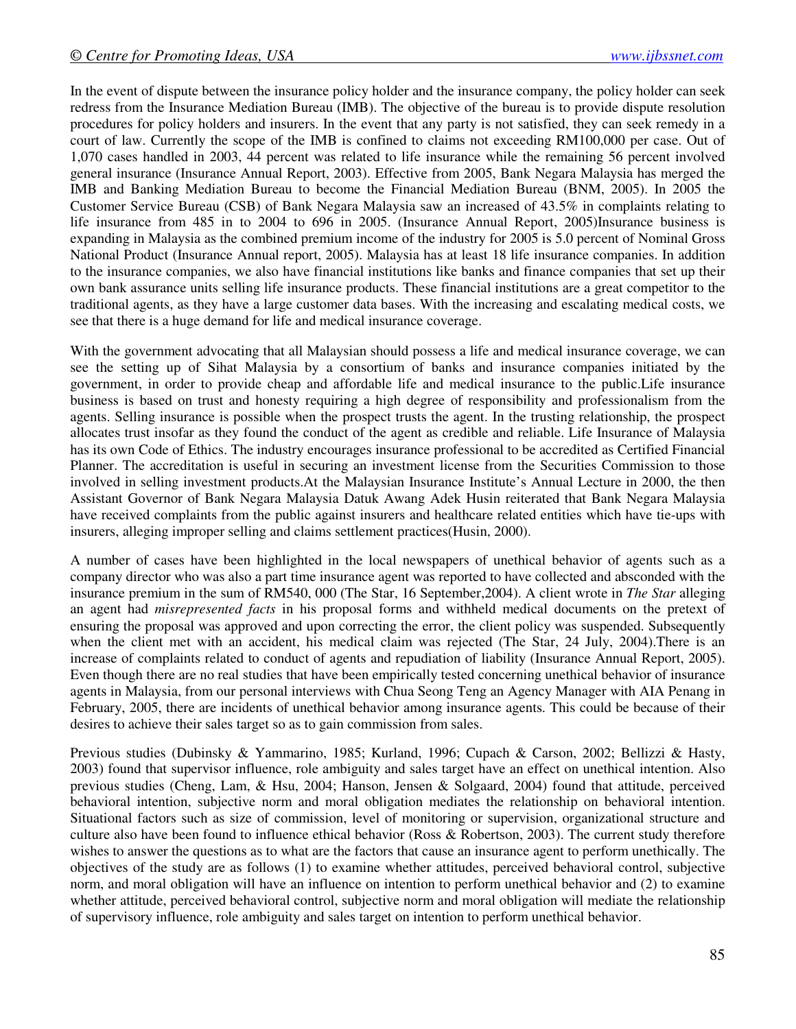In the event of dispute between the insurance policy holder and the insurance company, the policy holder can seek redress from the Insurance Mediation Bureau (IMB). The objective of the bureau is to provide dispute resolution procedures for policy holders and insurers. In the event that any party is not satisfied, they can seek remedy in a court of law. Currently the scope of the IMB is confined to claims not exceeding RM100,000 per case. Out of 1,070 cases handled in 2003, 44 percent was related to life insurance while the remaining 56 percent involved general insurance (Insurance Annual Report, 2003). Effective from 2005, Bank Negara Malaysia has merged the IMB and Banking Mediation Bureau to become the Financial Mediation Bureau (BNM, 2005). In 2005 the Customer Service Bureau (CSB) of Bank Negara Malaysia saw an increased of 43.5% in complaints relating to life insurance from 485 in to 2004 to 696 in 2005. (Insurance Annual Report, 2005)Insurance business is expanding in Malaysia as the combined premium income of the industry for 2005 is 5.0 percent of Nominal Gross National Product (Insurance Annual report, 2005). Malaysia has at least 18 life insurance companies. In addition to the insurance companies, we also have financial institutions like banks and finance companies that set up their own bank assurance units selling life insurance products. These financial institutions are a great competitor to the traditional agents, as they have a large customer data bases. With the increasing and escalating medical costs, we see that there is a huge demand for life and medical insurance coverage.

With the government advocating that all Malaysian should possess a life and medical insurance coverage, we can see the setting up of Sihat Malaysia by a consortium of banks and insurance companies initiated by the government, in order to provide cheap and affordable life and medical insurance to the public.Life insurance business is based on trust and honesty requiring a high degree of responsibility and professionalism from the agents. Selling insurance is possible when the prospect trusts the agent. In the trusting relationship, the prospect allocates trust insofar as they found the conduct of the agent as credible and reliable. Life Insurance of Malaysia has its own Code of Ethics. The industry encourages insurance professional to be accredited as Certified Financial Planner. The accreditation is useful in securing an investment license from the Securities Commission to those involved in selling investment products.At the Malaysian Insurance Institute's Annual Lecture in 2000, the then Assistant Governor of Bank Negara Malaysia Datuk Awang Adek Husin reiterated that Bank Negara Malaysia have received complaints from the public against insurers and healthcare related entities which have tie-ups with insurers, alleging improper selling and claims settlement practices(Husin, 2000).

A number of cases have been highlighted in the local newspapers of unethical behavior of agents such as a company director who was also a part time insurance agent was reported to have collected and absconded with the insurance premium in the sum of RM540, 000 (The Star, 16 September,2004). A client wrote in *The Star* alleging an agent had *misrepresented facts* in his proposal forms and withheld medical documents on the pretext of ensuring the proposal was approved and upon correcting the error, the client policy was suspended. Subsequently when the client met with an accident, his medical claim was rejected (The Star, 24 July, 2004).There is an increase of complaints related to conduct of agents and repudiation of liability (Insurance Annual Report, 2005). Even though there are no real studies that have been empirically tested concerning unethical behavior of insurance agents in Malaysia, from our personal interviews with Chua Seong Teng an Agency Manager with AIA Penang in February, 2005, there are incidents of unethical behavior among insurance agents. This could be because of their desires to achieve their sales target so as to gain commission from sales.

Previous studies (Dubinsky & Yammarino, 1985; Kurland, 1996; Cupach & Carson, 2002; Bellizzi & Hasty, 2003) found that supervisor influence, role ambiguity and sales target have an effect on unethical intention. Also previous studies (Cheng, Lam, & Hsu, 2004; Hanson, Jensen & Solgaard, 2004) found that attitude, perceived behavioral intention, subjective norm and moral obligation mediates the relationship on behavioral intention. Situational factors such as size of commission, level of monitoring or supervision, organizational structure and culture also have been found to influence ethical behavior (Ross & Robertson, 2003). The current study therefore wishes to answer the questions as to what are the factors that cause an insurance agent to perform unethically. The objectives of the study are as follows (1) to examine whether attitudes, perceived behavioral control, subjective norm, and moral obligation will have an influence on intention to perform unethical behavior and (2) to examine whether attitude, perceived behavioral control, subjective norm and moral obligation will mediate the relationship of supervisory influence, role ambiguity and sales target on intention to perform unethical behavior.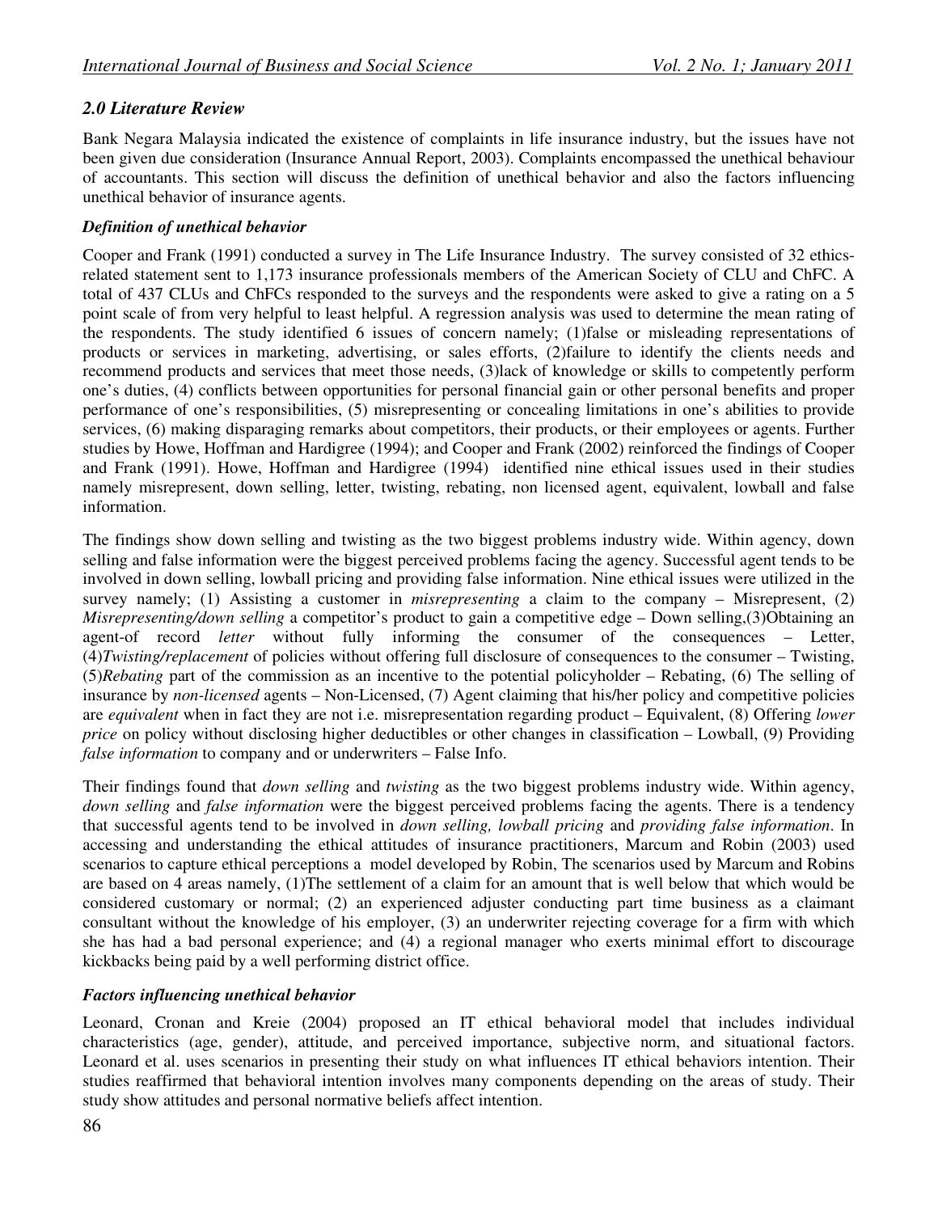## *2.0 Literature Review*

Bank Negara Malaysia indicated the existence of complaints in life insurance industry, but the issues have not been given due consideration (Insurance Annual Report, 2003). Complaints encompassed the unethical behaviour of accountants. This section will discuss the definition of unethical behavior and also the factors influencing unethical behavior of insurance agents.

### *Definition of unethical behavior*

Cooper and Frank (1991) conducted a survey in The Life Insurance Industry. The survey consisted of 32 ethics-related statement sent to 1,173 insurance professionals members of the American Society of CLU and ChFC. A total of 437 CLUs and ChFCs responded to the surveys and the respondents were asked to give a rating on a 5 point scale of from very helpful to least helpful. A regression analysis was used to determine the mean rating of the respondents. The study identified 6 issues of concern namely; (1)false or misleading representations of products or services in marketing, advertising, or sales efforts, (2)failure to identify the clients needs and recommend products and services that meet those needs, (3)lack of knowledge or skills to competently perform one's duties, (4) conflicts between opportunities for personal financial gain or other personal benefits and proper performance of one's responsibilities, (5) misrepresenting or concealing limitations in one's abilities to provide services, (6) making disparaging remarks about competitors, their products, or their employees or agents. Further studies by Howe, Hoffman and Hardigree (1994); and Cooper and Frank (2002) reinforced the findings of Cooper and Frank (1991). Howe, Hoffman and Hardigree (1994) identified nine ethical issues used in their studies namely misrepresent, down selling, letter, twisting, rebating, non licensed agent, equivalent, lowball and false information.

The findings show down selling and twisting as the two biggest problems industry wide. Within agency, down selling and false information were the biggest perceived problems facing the agency. Successful agent tends to be involved in down selling, lowball pricing and providing false information. Nine ethical issues were utilized in the survey namely; (1) Assisting a customer in *misrepresenting* a claim to the company – Misrepresent, (2) *Misrepresenting/down selling* a competitor's product to gain a competitive edge – Down selling,(3)Obtaining an agent-of record *letter* without fully informing the consumer of the consequences – Letter, (4)*Twisting/replacement* of policies without offering full disclosure of consequences to the consumer – Twisting, (5)*Rebating* part of the commission as an incentive to the potential policyholder – Rebating, (6) The selling of insurance by *non-licensed* agents – Non-Licensed, (7) Agent claiming that his/her policy and competitive policies are *equivalent* when in fact they are not i.e. misrepresentation regarding product – Equivalent, (8) Offering *lower price* on policy without disclosing higher deductibles or other changes in classification – Lowball, (9) Providing *false information* to company and or underwriters – False Info.

Their findings found that *down selling* and *twisting* as the two biggest problems industry wide. Within agency, *down selling* and *false information* were the biggest perceived problems facing the agents. There is a tendency that successful agents tend to be involved in *down selling, lowball pricing* and *providing false information*. In accessing and understanding the ethical attitudes of insurance practitioners, Marcum and Robin (2003) used scenarios to capture ethical perceptions a model developed by Robin, The scenarios used by Marcum and Robins are based on 4 areas namely, (1)The settlement of a claim for an amount that is well below that which would be considered customary or normal; (2) an experienced adjuster conducting part time business as a claimant consultant without the knowledge of his employer, (3) an underwriter rejecting coverage for a firm with which she has had a bad personal experience; and (4) a regional manager who exerts minimal effort to discourage kickbacks being paid by a well performing district office.

### *Factors influencing unethical behavior*

Leonard, Cronan and Kreie (2004) proposed an IT ethical behavioral model that includes individual characteristics (age, gender), attitude, and perceived importance, subjective norm, and situational factors. Leonard et al. uses scenarios in presenting their study on what influences IT ethical behaviors intention. Their studies reaffirmed that behavioral intention involves many components depending on the areas of study. Their study show attitudes and personal normative beliefs affect intention.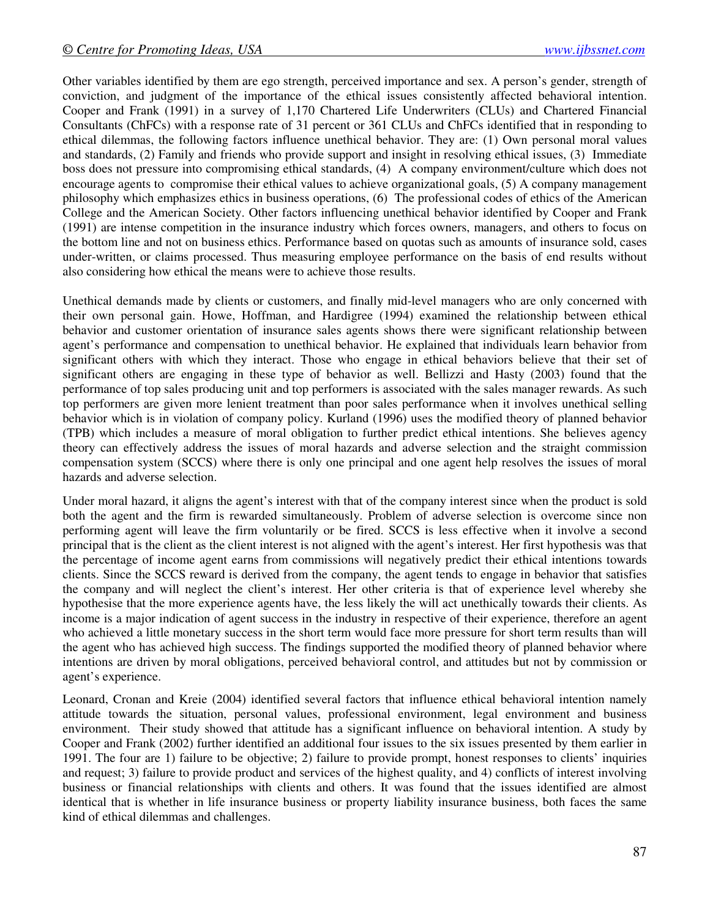Other variables identified by them are ego strength, perceived importance and sex. A person's gender, strength of conviction, and judgment of the importance of the ethical issues consistently affected behavioral intention. Cooper and Frank (1991) in a survey of 1,170 Chartered Life Underwriters (CLUs) and Chartered Financial Consultants (ChFCs) with a response rate of 31 percent or 361 CLUs and ChFCs identified that in responding to ethical dilemmas, the following factors influence unethical behavior. They are: (1) Own personal moral values and standards, (2) Family and friends who provide support and insight in resolving ethical issues, (3) Immediate boss does not pressure into compromising ethical standards, (4) A company environment/culture which does not encourage agents to compromise their ethical values to achieve organizational goals, (5) A company management philosophy which emphasizes ethics in business operations, (6) The professional codes of ethics of the American College and the American Society. Other factors influencing unethical behavior identified by Cooper and Frank (1991) are intense competition in the insurance industry which forces owners, managers, and others to focus on the bottom line and not on business ethics. Performance based on quotas such as amounts of insurance sold, cases under-written, or claims processed. Thus measuring employee performance on the basis of end results without also considering how ethical the means were to achieve those results.

Unethical demands made by clients or customers, and finally mid-level managers who are only concerned with their own personal gain. Howe, Hoffman, and Hardigree (1994) examined the relationship between ethical behavior and customer orientation of insurance sales agents shows there were significant relationship between agent's performance and compensation to unethical behavior. He explained that individuals learn behavior from significant others with which they interact. Those who engage in ethical behaviors believe that their set of significant others are engaging in these type of behavior as well. Bellizzi and Hasty (2003) found that the performance of top sales producing unit and top performers is associated with the sales manager rewards. As such top performers are given more lenient treatment than poor sales performance when it involves unethical selling behavior which is in violation of company policy. Kurland (1996) uses the modified theory of planned behavior (TPB) which includes a measure of moral obligation to further predict ethical intentions. She believes agency theory can effectively address the issues of moral hazards and adverse selection and the straight commission compensation system (SCCS) where there is only one principal and one agent help resolves the issues of moral hazards and adverse selection.

Under moral hazard, it aligns the agent's interest with that of the company interest since when the product is sold both the agent and the firm is rewarded simultaneously. Problem of adverse selection is overcome since non performing agent will leave the firm voluntarily or be fired. SCCS is less effective when it involve a second principal that is the client as the client interest is not aligned with the agent's interest. Her first hypothesis was that the percentage of income agent earns from commissions will negatively predict their ethical intentions towards clients. Since the SCCS reward is derived from the company, the agent tends to engage in behavior that satisfies the company and will neglect the client's interest. Her other criteria is that of experience level whereby she hypothesise that the more experience agents have, the less likely the will act unethically towards their clients. As income is a major indication of agent success in the industry in respective of their experience, therefore an agent who achieved a little monetary success in the short term would face more pressure for short term results than will the agent who has achieved high success. The findings supported the modified theory of planned behavior where intentions are driven by moral obligations, perceived behavioral control, and attitudes but not by commission or agent's experience.

Leonard, Cronan and Kreie (2004) identified several factors that influence ethical behavioral intention namely attitude towards the situation, personal values, professional environment, legal environment and business environment. Their study showed that attitude has a significant influence on behavioral intention. A study by Cooper and Frank (2002) further identified an additional four issues to the six issues presented by them earlier in 1991. The four are 1) failure to be objective; 2) failure to provide prompt, honest responses to clients' inquiries and request; 3) failure to provide product and services of the highest quality, and 4) conflicts of interest involving business or financial relationships with clients and others. It was found that the issues identified are almost identical that is whether in life insurance business or property liability insurance business, both faces the same kind of ethical dilemmas and challenges.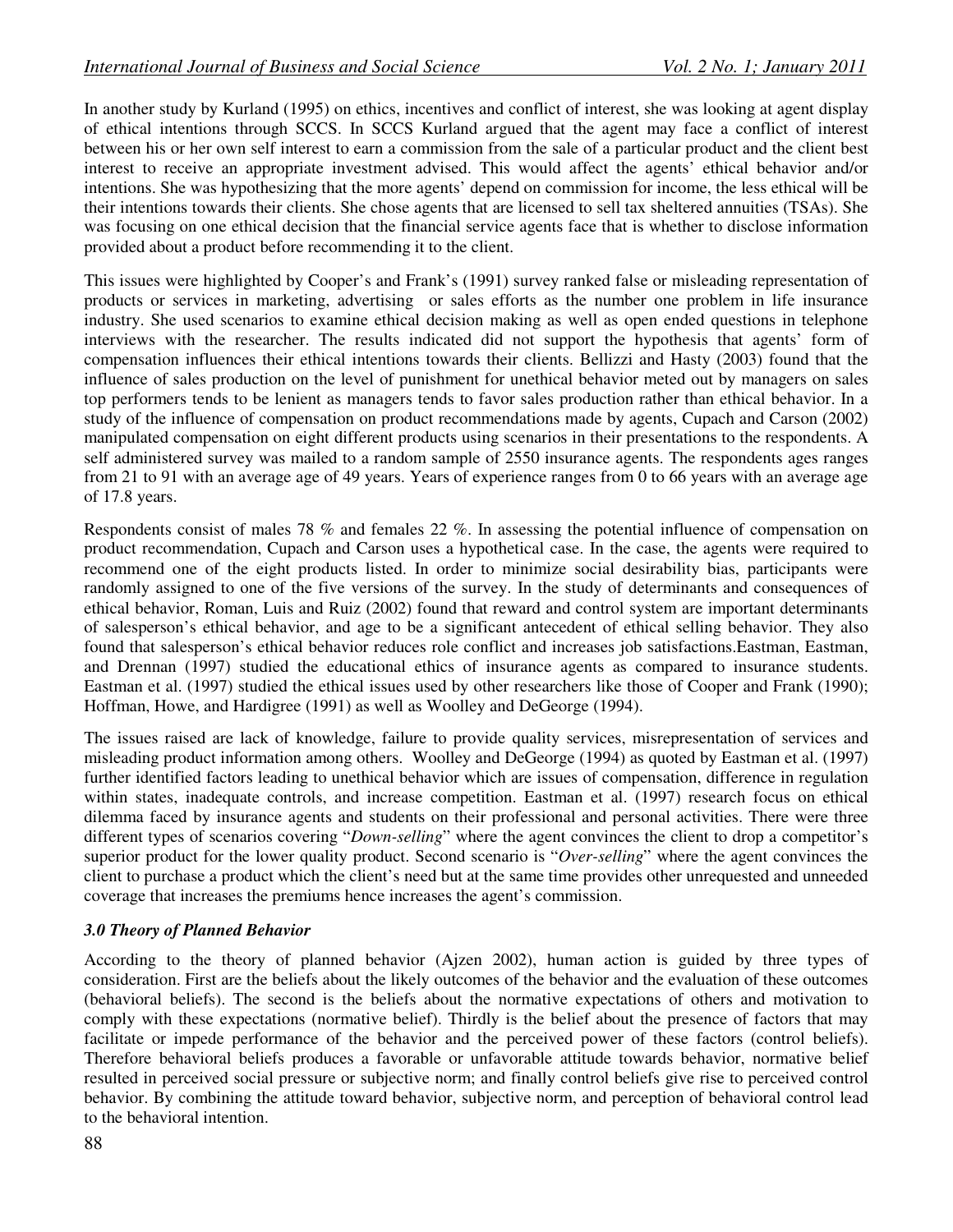In another study by Kurland (1995) on ethics, incentives and conflict of interest, she was looking at agent display of ethical intentions through SCCS. In SCCS Kurland argued that the agent may face a conflict of interest between his or her own self interest to earn a commission from the sale of a particular product and the client best interest to receive an appropriate investment advised. This would affect the agents' ethical behavior and/or intentions. She was hypothesizing that the more agents' depend on commission for income, the less ethical will be their intentions towards their clients. She chose agents that are licensed to sell tax sheltered annuities (TSAs). She was focusing on one ethical decision that the financial service agents face that is whether to disclose information provided about a product before recommending it to the client.

This issues were highlighted by Cooper's and Frank's (1991) survey ranked false or misleading representation of products or services in marketing, advertising or sales efforts as the number one problem in life insurance industry. She used scenarios to examine ethical decision making as well as open ended questions in telephone interviews with the researcher. The results indicated did not support the hypothesis that agents' form of compensation influences their ethical intentions towards their clients. Bellizzi and Hasty (2003) found that the influence of sales production on the level of punishment for unethical behavior meted out by managers on sales top performers tends to be lenient as managers tends to favor sales production rather than ethical behavior. In a study of the influence of compensation on product recommendations made by agents, Cupach and Carson (2002) manipulated compensation on eight different products using scenarios in their presentations to the respondents. A self administered survey was mailed to a random sample of 2550 insurance agents. The respondents ages ranges from 21 to 91 with an average age of 49 years. Years of experience ranges from 0 to 66 years with an average age of 17.8 years.

Respondents consist of males 78 % and females 22 %. In assessing the potential influence of compensation on product recommendation, Cupach and Carson uses a hypothetical case. In the case, the agents were required to recommend one of the eight products listed. In order to minimize social desirability bias, participants were randomly assigned to one of the five versions of the survey. In the study of determinants and consequences of ethical behavior, Roman, Luis and Ruiz (2002) found that reward and control system are important determinants of salesperson's ethical behavior, and age to be a significant antecedent of ethical selling behavior. They also found that salesperson's ethical behavior reduces role conflict and increases job satisfactions.Eastman, Eastman, and Drennan (1997) studied the educational ethics of insurance agents as compared to insurance students. Eastman et al. (1997) studied the ethical issues used by other researchers like those of Cooper and Frank (1990); Hoffman, Howe, and Hardigree (1991) as well as Woolley and DeGeorge (1994).

The issues raised are lack of knowledge, failure to provide quality services, misrepresentation of services and misleading product information among others. Woolley and DeGeorge (1994) as quoted by Eastman et al. (1997) further identified factors leading to unethical behavior which are issues of compensation, difference in regulation within states, inadequate controls, and increase competition. Eastman et al. (1997) research focus on ethical dilemma faced by insurance agents and students on their professional and personal activities. There were three different types of scenarios covering "*Down-selling*" where the agent convinces the client to drop a competitor's superior product for the lower quality product. Second scenario is "*Over-selling*" where the agent convinces the client to purchase a product which the client's need but at the same time provides other unrequested and unneeded coverage that increases the premiums hence increases the agent's commission.

### *3.0 Theory of Planned Behavior*

According to the theory of planned behavior (Ajzen 2002), human action is guided by three types of consideration. First are the beliefs about the likely outcomes of the behavior and the evaluation of these outcomes (behavioral beliefs). The second is the beliefs about the normative expectations of others and motivation to comply with these expectations (normative belief). Thirdly is the belief about the presence of factors that may facilitate or impede performance of the behavior and the perceived power of these factors (control beliefs). Therefore behavioral beliefs produces a favorable or unfavorable attitude towards behavior, normative belief resulted in perceived social pressure or subjective norm; and finally control beliefs give rise to perceived control behavior. By combining the attitude toward behavior, subjective norm, and perception of behavioral control lead to the behavioral intention.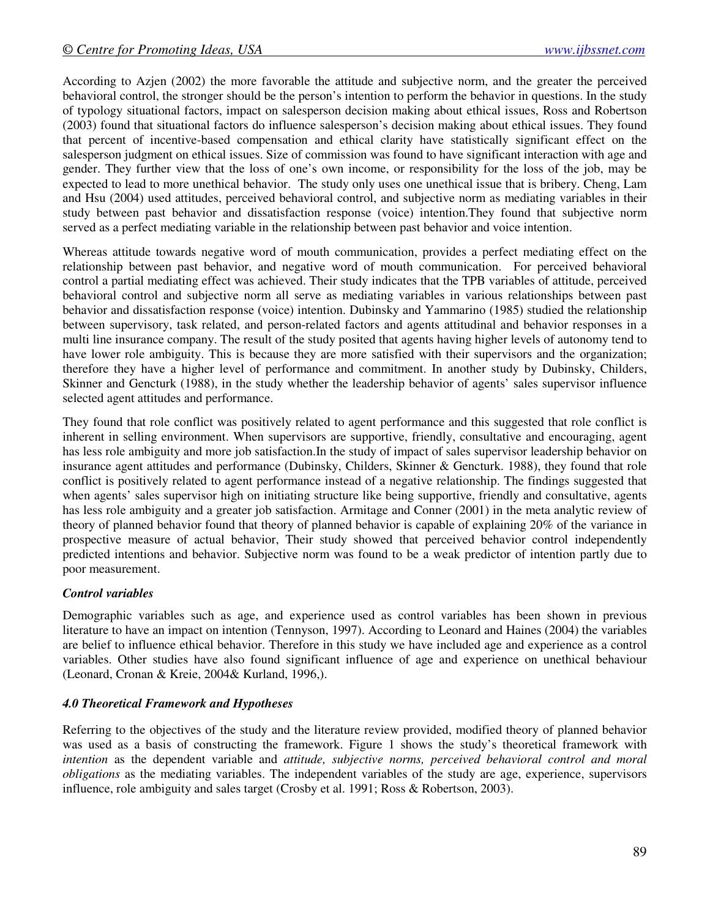According to Azjen (2002) the more favorable the attitude and subjective norm, and the greater the perceived behavioral control, the stronger should be the person's intention to perform the behavior in questions. In the study of typology situational factors, impact on salesperson decision making about ethical issues, Ross and Robertson (2003) found that situational factors do influence salesperson's decision making about ethical issues. They found that percent of incentive-based compensation and ethical clarity have statistically significant effect on the salesperson judgment on ethical issues. Size of commission was found to have significant interaction with age and gender. They further view that the loss of one's own income, or responsibility for the loss of the job, may be expected to lead to more unethical behavior. The study only uses one unethical issue that is bribery. Cheng, Lam and Hsu (2004) used attitudes, perceived behavioral control, and subjective norm as mediating variables in their study between past behavior and dissatisfaction response (voice) intention.They found that subjective norm served as a perfect mediating variable in the relationship between past behavior and voice intention.

Whereas attitude towards negative word of mouth communication, provides a perfect mediating effect on the relationship between past behavior, and negative word of mouth communication. For perceived behavioral control a partial mediating effect was achieved. Their study indicates that the TPB variables of attitude, perceived behavioral control and subjective norm all serve as mediating variables in various relationships between past behavior and dissatisfaction response (voice) intention. Dubinsky and Yammarino (1985) studied the relationship between supervisory, task related, and person-related factors and agents attitudinal and behavior responses in a multi line insurance company. The result of the study posited that agents having higher levels of autonomy tend to have lower role ambiguity. This is because they are more satisfied with their supervisors and the organization; therefore they have a higher level of performance and commitment. In another study by Dubinsky, Childers, Skinner and Gencturk (1988), in the study whether the leadership behavior of agents' sales supervisor influence selected agent attitudes and performance.

They found that role conflict was positively related to agent performance and this suggested that role conflict is inherent in selling environment. When supervisors are supportive, friendly, consultative and encouraging, agent has less role ambiguity and more job satisfaction.In the study of impact of sales supervisor leadership behavior on insurance agent attitudes and performance (Dubinsky, Childers, Skinner & Gencturk. 1988), they found that role conflict is positively related to agent performance instead of a negative relationship. The findings suggested that when agents' sales supervisor high on initiating structure like being supportive, friendly and consultative, agents has less role ambiguity and a greater job satisfaction. Armitage and Conner (2001) in the meta analytic review of theory of planned behavior found that theory of planned behavior is capable of explaining 20% of the variance in prospective measure of actual behavior, Their study showed that perceived behavior control independently predicted intentions and behavior. Subjective norm was found to be a weak predictor of intention partly due to poor measurement.

***Control variables***

Demographic variables such as age, and experience used as control variables has been shown in previous literature to have an impact on intention (Tennyson, 1997). According to Leonard and Haines (2004) the variables are belief to influence ethical behavior. Therefore in this study we have included age and experience as a control variables. Other studies have also found significant influence of age and experience on unethical behaviour (Leonard, Cronan & Kreie, 2004& Kurland, 1996,).

### *4.0 Theoretical Framework and Hypotheses*

Referring to the objectives of the study and the literature review provided, modified theory of planned behavior was used as a basis of constructing the framework. Figure 1 shows the study's theoretical framework with *intention* as the dependent variable and *attitude, subjective norms, perceived behavioral control and moral obligations* as the mediating variables. The independent variables of the study are age, experience, supervisors influence, role ambiguity and sales target (Crosby et al. 1991; Ross & Robertson, 2003).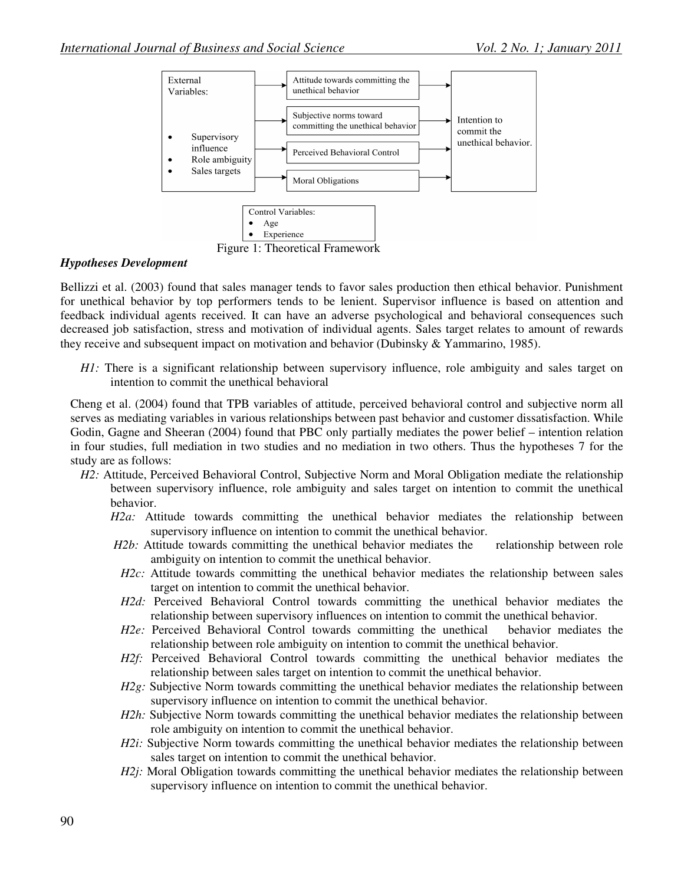External Variables:

- Supervisory influence
- Role ambiguity
- Sales targets

Attitude towards committing the unethical behavior

Subjective norms toward committing the unethical behavior

Perceived Behavioral Control

Moral Obligations

Intention to commit the unethical behavior.

Control Variables:

- Age
- Experience

Figure 1: Theoretical Framework

### *Hypotheses Development*

Bellizzi et al. (2003) found that sales manager tends to favor sales production then ethical behavior. Punishment for unethical behavior by top performers tends to be lenient. Supervisor influence is based on attention and feedback individual agents received. It can have an adverse psychological and behavioral consequences such decreased job satisfaction, stress and motivation of individual agents. Sales target relates to amount of rewards they receive and subsequent impact on motivation and behavior (Dubinsky & Yammarino, 1985).

*H1:* There is a significant relationship between supervisory influence, role ambiguity and sales target on intention to commit the unethical behavioral

Cheng et al. (2004) found that TPB variables of attitude, perceived behavioral control and subjective norm all serves as mediating variables in various relationships between past behavior and customer dissatisfaction. While Godin, Gagne and Sheeran (2004) found that PBC only partially mediates the power belief – intention relation in four studies, full mediation in two studies and no mediation in two others. Thus the hypotheses 7 for the study are as follows:

*H2:* Attitude, Perceived Behavioral Control, Subjective Norm and Moral Obligation mediate the relationship between supervisory influence, role ambiguity and sales target on intention to commit the unethical behavior.

- *H2a:* Attitude towards committing the unethical behavior mediates the relationship between supervisory influence on intention to commit the unethical behavior.
- *H2b:* Attitude towards committing the unethical behavior mediates the relationship between role ambiguity on intention to commit the unethical behavior.
- *H2c:* Attitude towards committing the unethical behavior mediates the relationship between sales target on intention to commit the unethical behavior.
- *H2d:* Perceived Behavioral Control towards committing the unethical behavior mediates the relationship between supervisory influences on intention to commit the unethical behavior.
- *H2e:* Perceived Behavioral Control towards committing the unethical behavior mediates the relationship between role ambiguity on intention to commit the unethical behavior.
- *H2f:* Perceived Behavioral Control towards committing the unethical behavior mediates the relationship between sales target on intention to commit the unethical behavior.
- *H2g:* Subjective Norm towards committing the unethical behavior mediates the relationship between supervisory influence on intention to commit the unethical behavior.
- *H2h:* Subjective Norm towards committing the unethical behavior mediates the relationship between role ambiguity on intention to commit the unethical behavior.
- *H2i:* Subjective Norm towards committing the unethical behavior mediates the relationship between sales target on intention to commit the unethical behavior.
- *H2j:* Moral Obligation towards committing the unethical behavior mediates the relationship between supervisory influence on intention to commit the unethical behavior.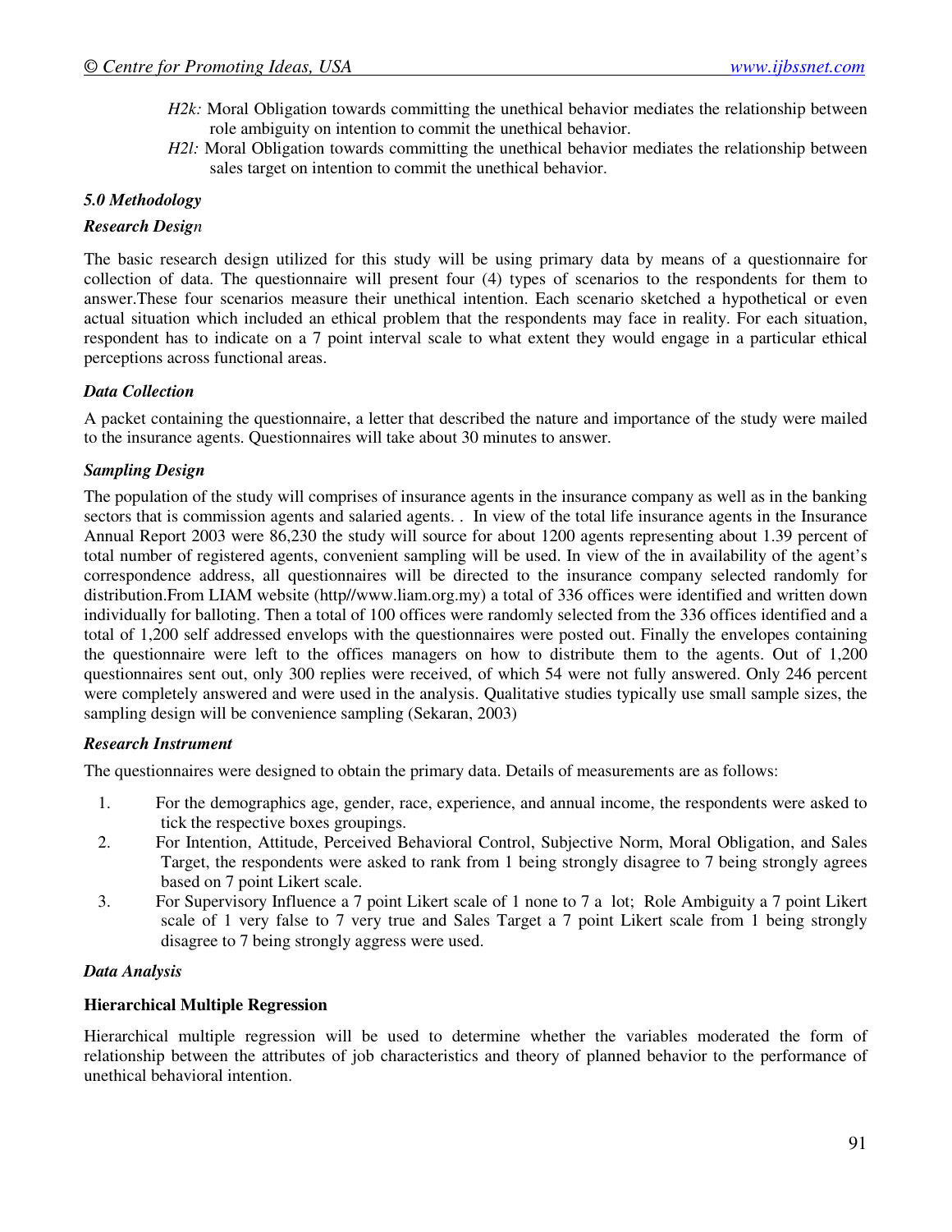*H2k:* Moral Obligation towards committing the unethical behavior mediates the relationship between role ambiguity on intention to commit the unethical behavior.

*H2l:* Moral Obligation towards committing the unethical behavior mediates the relationship between sales target on intention to commit the unethical behavior.

### *5.0 Methodology*

#### *Research Design*

The basic research design utilized for this study will be using primary data by means of a questionnaire for collection of data. The questionnaire will present four (4) types of scenarios to the respondents for them to answer.These four scenarios measure their unethical intention. Each scenario sketched a hypothetical or even actual situation which included an ethical problem that the respondents may face in reality. For each situation, respondent has to indicate on a 7 point interval scale to what extent they would engage in a particular ethical perceptions across functional areas.

#### *Data Collection*

A packet containing the questionnaire, a letter that described the nature and importance of the study were mailed to the insurance agents. Questionnaires will take about 30 minutes to answer.

#### *Sampling Design*

The population of the study will comprises of insurance agents in the insurance company as well as in the banking sectors that is commission agents and salaried agents. . In view of the total life insurance agents in the Insurance Annual Report 2003 were 86,230 the study will source for about 1200 agents representing about 1.39 percent of total number of registered agents, convenient sampling will be used. In view of the in availability of the agent's correspondence address, all questionnaires will be directed to the insurance company selected randomly for distribution.From LIAM website (http//www.liam.org.my) a total of 336 offices were identified and written down individually for balloting. Then a total of 100 offices were randomly selected from the 336 offices identified and a total of 1,200 self addressed envelops with the questionnaires were posted out. Finally the envelopes containing the questionnaire were left to the offices managers on how to distribute them to the agents. Out of 1,200 questionnaires sent out, only 300 replies were received, of which 54 were not fully answered. Only 246 percent were completely answered and were used in the analysis. Qualitative studies typically use small sample sizes, the sampling design will be convenience sampling (Sekaran, 2003)

#### *Research Instrument*

The questionnaires were designed to obtain the primary data. Details of measurements are as follows:

1. For the demographics age, gender, race, experience, and annual income, the respondents were asked to tick the respective boxes groupings.
2. For Intention, Attitude, Perceived Behavioral Control, Subjective Norm, Moral Obligation, and Sales Target, the respondents were asked to rank from 1 being strongly disagree to 7 being strongly agrees based on 7 point Likert scale.
3. For Supervisory Influence a 7 point Likert scale of 1 none to 7 a lot; Role Ambiguity a 7 point Likert scale of 1 very false to 7 very true and Sales Target a 7 point Likert scale from 1 being strongly disagree to 7 being strongly aggress were used.

#### *Data Analysis*

**Hierarchical Multiple Regression**

Hierarchical multiple regression will be used to determine whether the variables moderated the form of relationship between the attributes of job characteristics and theory of planned behavior to the performance of unethical behavioral intention.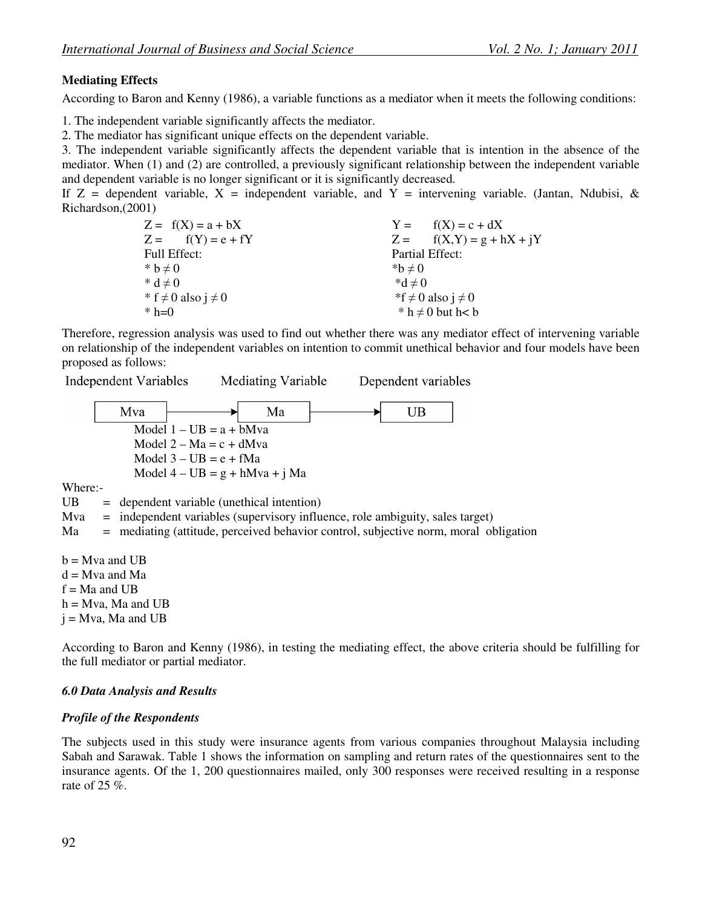**Mediating Effects**

According to Baron and Kenny (1986), a variable functions as a mediator when it meets the following conditions:

1. The independent variable significantly affects the mediator.
2. The mediator has significant unique effects on the dependent variable.
3. The independent variable significantly affects the dependent variable that is intention in the absence of the mediator. When (1) and (2) are controlled, a previously significant relationship between the independent variable and dependent variable is no longer significant or it is significantly decreased.

If Z = dependent variable, X = independent variable, and Y = intervening variable. (Jantan, Ndubisi, & Richardson,(2001)

| | |
|---|---|
| $Z = f(X) = a + bX$ | $Y = f(X) = c + dX$ |
| $Z = f(Y) = e + fY$ | $Z = f(X,Y) = g + hX + jY$ |
| Full Effect: | Partial Effect: |
| * $b \neq 0$ | * $b \neq 0$ |
| * $d \neq 0$ | * $d \neq 0$ |
| * $f \neq 0$ also $j \neq 0$ | * $f \neq 0$ also $j \neq 0$ |
| * $h = 0$ | * $h \neq 0$ but $h < b$ |

Therefore, regression analysis was used to find out whether there was any mediator effect of intervening variable on relationship of the independent variables on intention to commit unethical behavior and four models have been proposed as follows:

Independent Variables — Mediating Variable — Dependent variables

Mva → Ma → UB

Model 1 – $UB = a + bMva$

Model 2 – $Ma = c + dMva$

Model 3 – $UB = e + fMa$

Model 4 – $UB = g + hMva + j\,Ma$

Where:-

UB = dependent variable (unethical intention)

Mva = independent variables (supervisory influence, role ambiguity, sales target)

Ma = mediating (attitude, perceived behavior control, subjective norm, moral obligation

b = Mva and UB

d = Mva and Ma

f = Ma and UB

h = Mva, Ma and UB

j = Mva, Ma and UB

According to Baron and Kenny (1986), in testing the mediating effect, the above criteria should be fulfilling for the full mediator or partial mediator.

## *6.0 Data Analysis and Results*

### *Profile of the Respondents*

The subjects used in this study were insurance agents from various companies throughout Malaysia including Sabah and Sarawak. Table 1 shows the information on sampling and return rates of the questionnaires sent to the insurance agents. Of the 1, 200 questionnaires mailed, only 300 responses were received resulting in a response rate of 25 %.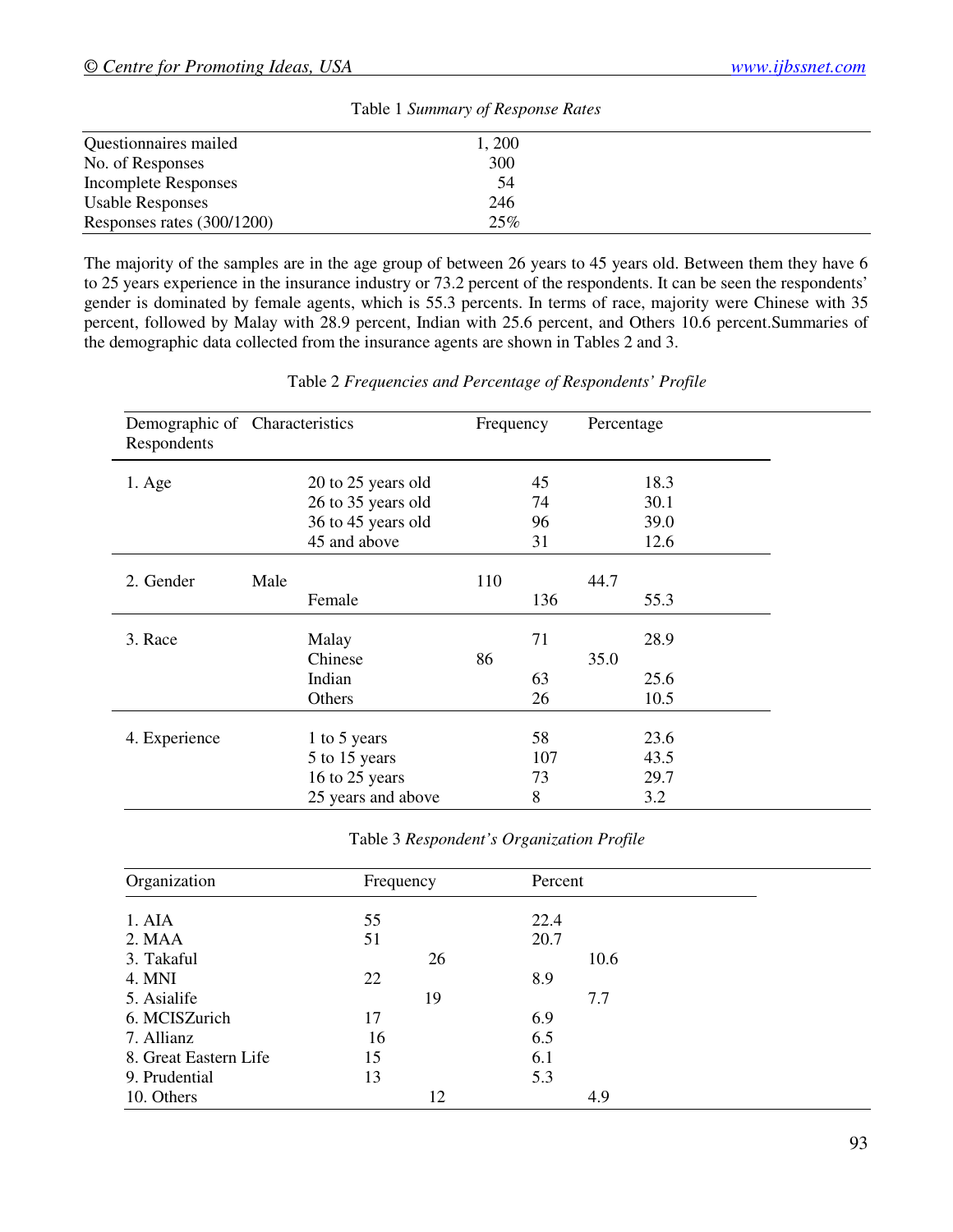Table 1 *Summary of Response Rates*

| | |
|---|---|
| Questionnaires mailed | 1, 200 |
| No. of Responses | 300 |
| Incomplete Responses | 54 |
| Usable Responses | 246 |
| Responses rates (300/1200) | 25% |

The majority of the samples are in the age group of between 26 years to 45 years old. Between them they have 6 to 25 years experience in the insurance industry or 73.2 percent of the respondents. It can be seen the respondents' gender is dominated by female agents, which is 55.3 percents. In terms of race, majority were Chinese with 35 percent, followed by Malay with 28.9 percent, Indian with 25.6 percent, and Others 10.6 percent.Summaries of the demographic data collected from the insurance agents are shown in Tables 2 and 3.

Table 2 *Frequencies and Percentage of Respondents' Profile*

| Demographic of Respondents | Characteristics | Frequency | Percentage |
|---|---|---|---|
| 1. Age | 20 to 25 years old | 45 | 18.3 |
| | 26 to 35 years old | 74 | 30.1 |
| | 36 to 45 years old | 96 | 39.0 |
| | 45 and above | 31 | 12.6 |
| 2. Gender | Male | 110 | 44.7 |
| | Female | 136 | 55.3 |
| 3. Race | Malay | 71 | 28.9 |
| | Chinese | 86 | 35.0 |
| | Indian | 63 | 25.6 |
| | Others | 26 | 10.5 |
| 4. Experience | 1 to 5 years | 58 | 23.6 |
| | 5 to 15 years | 107 | 43.5 |
| | 16 to 25 years | 73 | 29.7 |
| | 25 years and above | 8 | 3.2 |

Table 3 *Respondent's Organization Profile*

| Organization | Frequency | Percent |
|---|---|---|
| 1. AIA | 55 | 22.4 |
| 2. MAA | 51 | 20.7 |
| 3. Takaful | 26 | 10.6 |
| 4. MNI | 22 | 8.9 |
| 5. Asialife | 19 | 7.7 |
| 6. MCISZurich | 17 | 6.9 |
| 7. Allianz | 16 | 6.5 |
| 8. Great Eastern Life | 15 | 6.1 |
| 9. Prudential | 13 | 5.3 |
| 10. Others | 12 | 4.9 |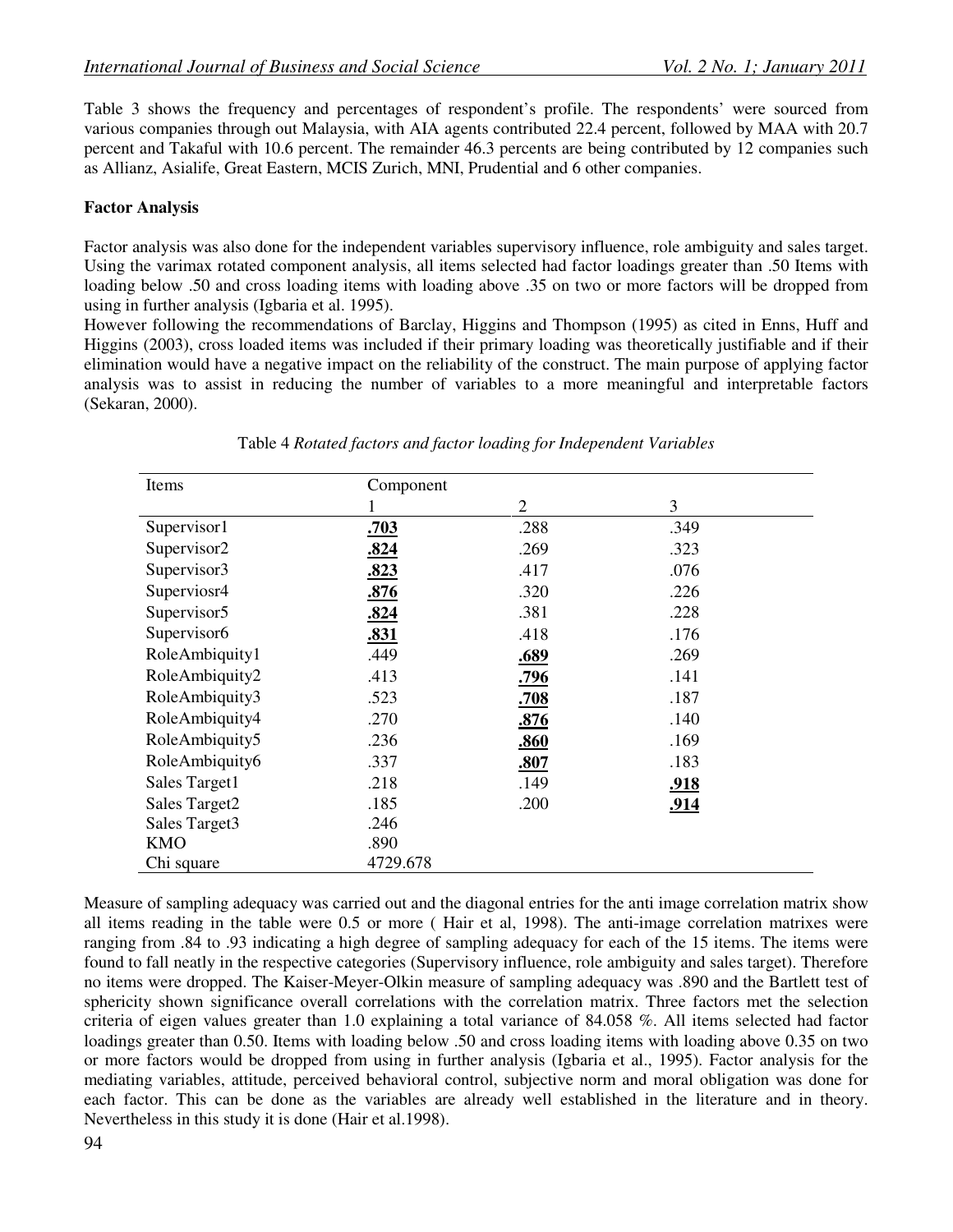Table 3 shows the frequency and percentages of respondent's profile. The respondents' were sourced from various companies through out Malaysia, with AIA agents contributed 22.4 percent, followed by MAA with 20.7 percent and Takaful with 10.6 percent. The remainder 46.3 percents are being contributed by 12 companies such as Allianz, Asialife, Great Eastern, MCIS Zurich, MNI, Prudential and 6 other companies.

**Factor Analysis**

Factor analysis was also done for the independent variables supervisory influence, role ambiguity and sales target. Using the varimax rotated component analysis, all items selected had factor loadings greater than .50 Items with loading below .50 and cross loading items with loading above .35 on two or more factors will be dropped from using in further analysis (Igbaria et al. 1995).

However following the recommendations of Barclay, Higgins and Thompson (1995) as cited in Enns, Huff and Higgins (2003), cross loaded items was included if their primary loading was theoretically justifiable and if their elimination would have a negative impact on the reliability of the construct. The main purpose of applying factor analysis was to assist in reducing the number of variables to a more meaningful and interpretable factors (Sekaran, 2000).

Table 4 *Rotated factors and factor loading for Independent Variables*

| Items | Component | | |
|---|---|---|---|
| | 1 | 2 | 3 |
| Supervisor1 | **.703** | .288 | .349 |
| Supervisor2 | **.824** | .269 | .323 |
| Supervisor3 | **.823** | .417 | .076 |
| Superviosr4 | **.876** | .320 | .226 |
| Supervisor5 | **.824** | .381 | .228 |
| Supervisor6 | **.831** | .418 | .176 |
| RoleAmbiquity1 | .449 | **.689** | .269 |
| RoleAmbiquity2 | .413 | **.796** | .141 |
| RoleAmbiquity3 | .523 | **.708** | .187 |
| RoleAmbiquity4 | .270 | **.876** | .140 |
| RoleAmbiquity5 | .236 | **.860** | .169 |
| RoleAmbiquity6 | .337 | **.807** | .183 |
| Sales Target1 | .218 | .149 | **.918** |
| Sales Target2 | .185 | .200 | **.914** |
| Sales Target3 | .246 | | |
| KMO | .890 | | |
| Chi square | 4729.678 | | |

Measure of sampling adequacy was carried out and the diagonal entries for the anti image correlation matrix show all items reading in the table were 0.5 or more ( Hair et al, 1998). The anti-image correlation matrixes were ranging from .84 to .93 indicating a high degree of sampling adequacy for each of the 15 items. The items were found to fall neatly in the respective categories (Supervisory influence, role ambiguity and sales target). Therefore no items were dropped. The Kaiser-Meyer-Olkin measure of sampling adequacy was .890 and the Bartlett test of sphericity shown significance overall correlations with the correlation matrix. Three factors met the selection criteria of eigen values greater than 1.0 explaining a total variance of 84.058 %. All items selected had factor loadings greater than 0.50. Items with loading below .50 and cross loading items with loading above 0.35 on two or more factors would be dropped from using in further analysis (Igbaria et al., 1995). Factor analysis for the mediating variables, attitude, perceived behavioral control, subjective norm and moral obligation was done for each factor. This can be done as the variables are already well established in the literature and in theory. Nevertheless in this study it is done (Hair et al.1998).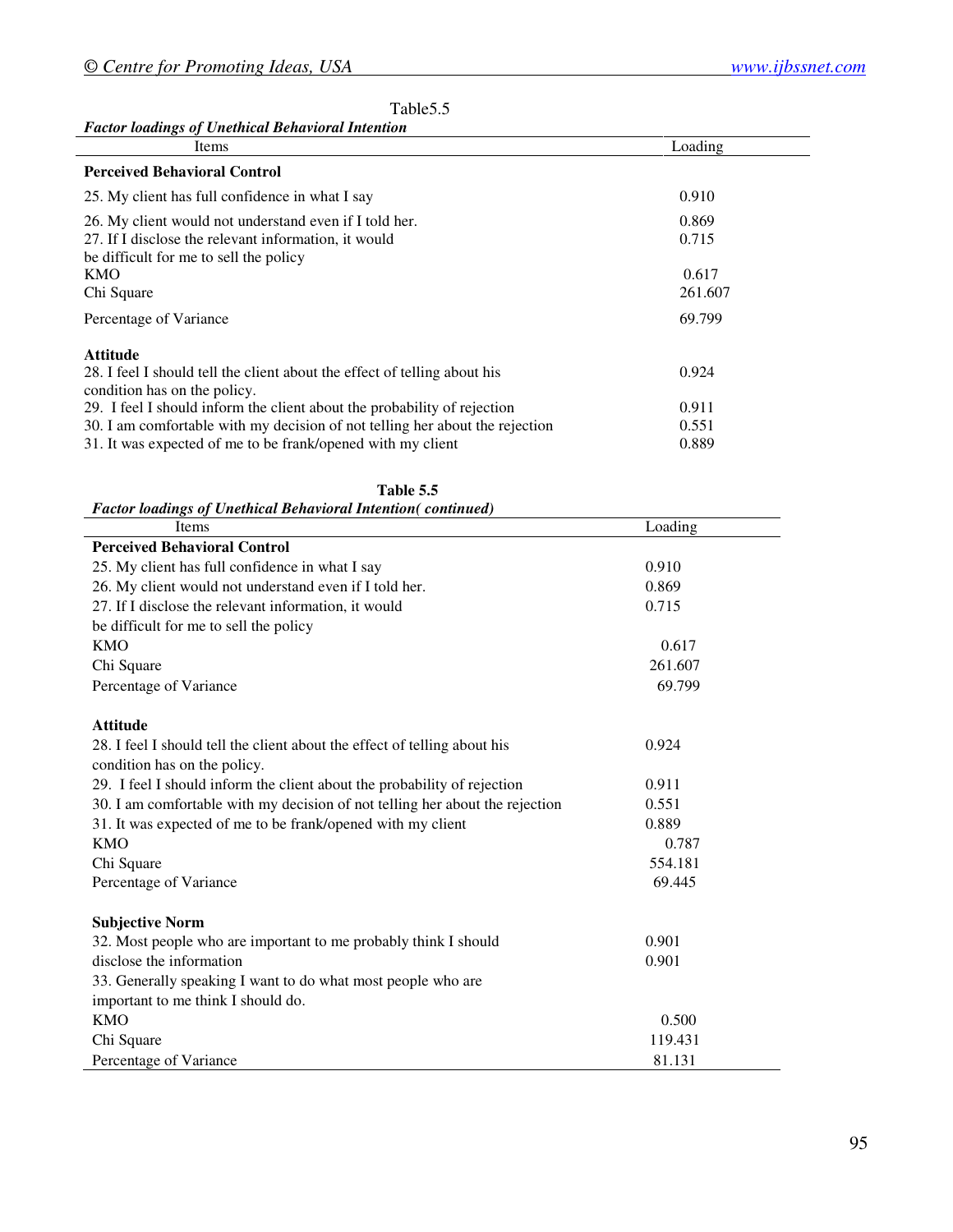Table5.5

*Factor loadings of Unethical Behavioral Intention*

| Items | Loading |
|---|---|
| **Perceived Behavioral Control** | |
| 25. My client has full confidence in what I say | 0.910 |
| 26. My client would not understand even if I told her. | 0.869 |
| 27. If I disclose the relevant information, it would be difficult for me to sell the policy | 0.715 |
| KMO | 0.617 |
| Chi Square | 261.607 |
| Percentage of Variance | 69.799 |
| **Attitude** | |
| 28. I feel I should tell the client about the effect of telling about his condition has on the policy. | 0.924 |
| 29. I feel I should inform the client about the probability of rejection | 0.911 |
| 30. I am comfortable with my decision of not telling her about the rejection | 0.551 |
| 31. It was expected of me to be frank/opened with my client | 0.889 |

**Table 5.5**

***Factor loadings of Unethical Behavioral Intention( continued)***

| Items | Loading |
|---|---|
| **Perceived Behavioral Control** | |
| 25. My client has full confidence in what I say | 0.910 |
| 26. My client would not understand even if I told her. | 0.869 |
| 27. If I disclose the relevant information, it would be difficult for me to sell the policy | 0.715 |
| KMO | 0.617 |
| Chi Square | 261.607 |
| Percentage of Variance | 69.799 |
| **Attitude** | |
| 28. I feel I should tell the client about the effect of telling about his condition has on the policy. | 0.924 |
| 29. I feel I should inform the client about the probability of rejection | 0.911 |
| 30. I am comfortable with my decision of not telling her about the rejection | 0.551 |
| 31. It was expected of me to be frank/opened with my client | 0.889 |
| KMO | 0.787 |
| Chi Square | 554.181 |
| Percentage of Variance | 69.445 |
| **Subjective Norm** | |
| 32. Most people who are important to me probably think I should disclose the information | 0.901 |
| 33. Generally speaking I want to do what most people who are important to me think I should do. | 0.901 |
| KMO | 0.500 |
| Chi Square | 119.431 |
| Percentage of Variance | 81.131 |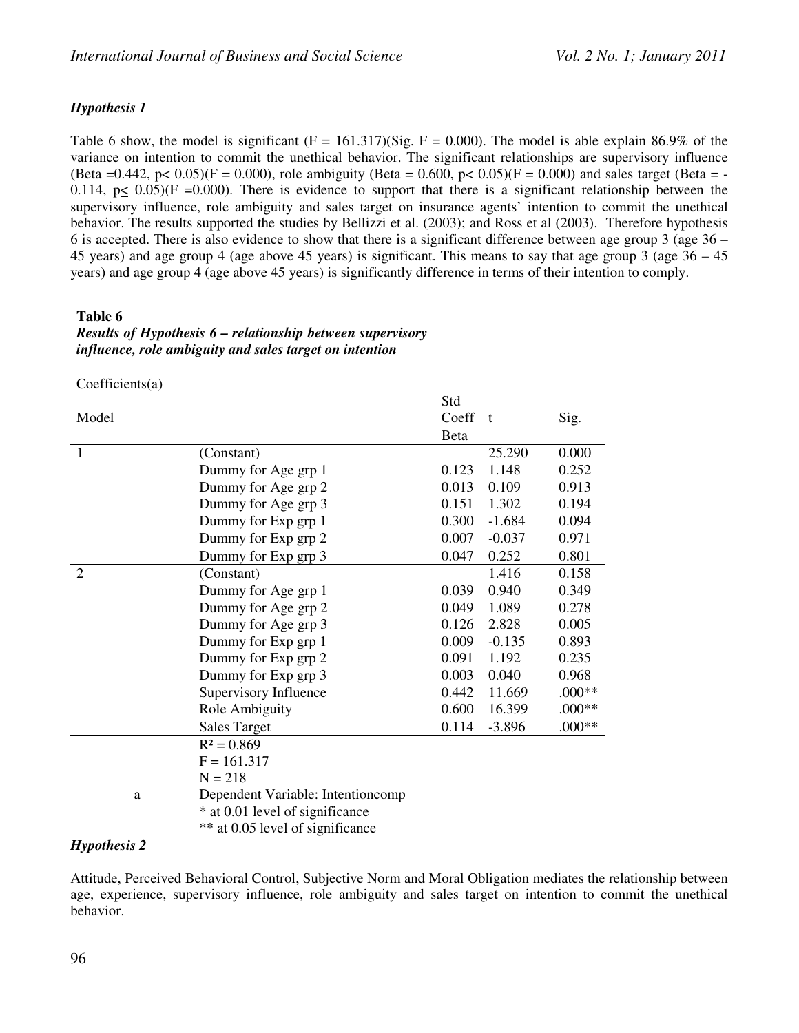### *Hypothesis 1*

Table 6 show, the model is significant (F = 161.317)(Sig. F = 0.000). The model is able explain 86.9% of the variance on intention to commit the unethical behavior. The significant relationships are supervisory influence (Beta =0.442, p≤ 0.05)(F = 0.000), role ambiguity (Beta = 0.600, p≤ 0.05)(F = 0.000) and sales target (Beta = -0.114, p≤ 0.05)(F =0.000). There is evidence to support that there is a significant relationship between the supervisory influence, role ambiguity and sales target on insurance agents' intention to commit the unethical behavior. The results supported the studies by Bellizzi et al. (2003); and Ross et al (2003). Therefore hypothesis 6 is accepted. There is also evidence to show that there is a significant difference between age group 3 (age 36 – 45 years) and age group 4 (age above 45 years) is significant. This means to say that age group 3 (age 36 – 45 years) and age group 4 (age above 45 years) is significantly difference in terms of their intention to comply.

**Table 6**
***Results of Hypothesis 6 – relationship between supervisory influence, role ambiguity and sales target on intention***

Coefficients(a)

| Model | | Std Coeff Beta | t | Sig. |
|---|---|---|---|---|
| 1 | (Constant) | | 25.290 | 0.000 |
| | Dummy for Age grp 1 | 0.123 | 1.148 | 0.252 |
| | Dummy for Age grp 2 | 0.013 | 0.109 | 0.913 |
| | Dummy for Age grp 3 | 0.151 | 1.302 | 0.194 |
| | Dummy for Exp grp 1 | 0.300 | -1.684 | 0.094 |
| | Dummy for Exp grp 2 | 0.007 | -0.037 | 0.971 |
| | Dummy for Exp grp 3 | 0.047 | 0.252 | 0.801 |
| 2 | (Constant) | | 1.416 | 0.158 |
| | Dummy for Age grp 1 | 0.039 | 0.940 | 0.349 |
| | Dummy for Age grp 2 | 0.049 | 1.089 | 0.278 |
| | Dummy for Age grp 3 | 0.126 | 2.828 | 0.005 |
| | Dummy for Exp grp 1 | 0.009 | -0.135 | 0.893 |
| | Dummy for Exp grp 2 | 0.091 | 1.192 | 0.235 |
| | Dummy for Exp grp 3 | 0.003 | 0.040 | 0.968 |
| | Supervisory Influence | 0.442 | 11.669 | .000** |
| | Role Ambiguity | 0.600 | 16.399 | .000** |
| | Sales Target | 0.114 | -3.896 | .000** |

$R^2 = 0.869$
F = 161.317
N = 218
a Dependent Variable: Intentioncomp
\* at 0.01 level of significance
\*\* at 0.05 level of significance

### *Hypothesis 2*

Attitude, Perceived Behavioral Control, Subjective Norm and Moral Obligation mediates the relationship between age, experience, supervisory influence, role ambiguity and sales target on intention to commit the unethical behavior.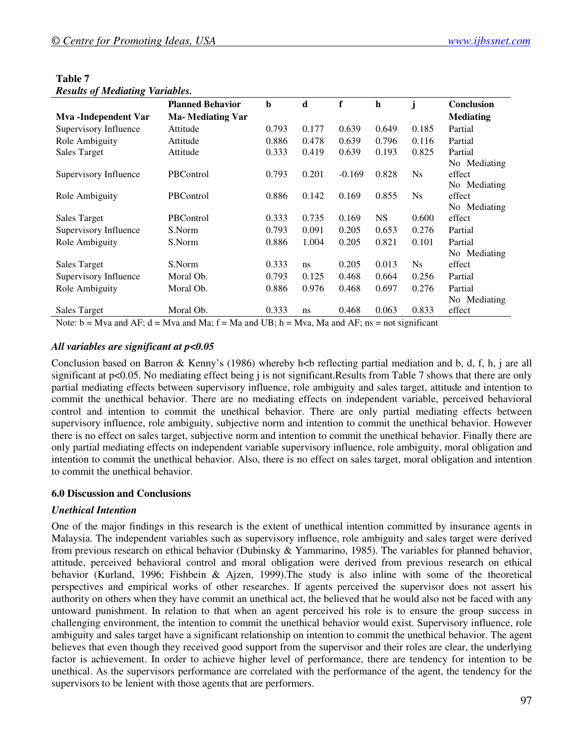**Table 7**

***Results of Mediating Variables.***

| Mva -Independent Var | Planned Behavior Ma- Mediating Var | b | d | f | h | j | Conclusion Mediating |
|---|---|---|---|---|---|---|---|
| Supervisory Influence | Attitude | 0.793 | 0.177 | 0.639 | 0.649 | 0.185 | Partial |
| Role Ambiguity | Attitude | 0.886 | 0.478 | 0.639 | 0.796 | 0.116 | Partial |
| Sales Target | Attitude | 0.333 | 0.419 | 0.639 | 0.193 | 0.825 | Partial |
| Supervisory Influence | PBControl | 0.793 | 0.201 | -0.169 | 0.828 | Ns | No Mediating effect |
| Role Ambiguity | PBControl | 0.886 | 0.142 | 0.169 | 0.855 | Ns | No Mediating effect |
| Sales Target | PBControl | 0.333 | 0.735 | 0.169 | NS | 0.600 | No Mediating effect |
| Supervisory Influence | S.Norm | 0.793 | 0.091 | 0.205 | 0.653 | 0.276 | Partial |
| Role Ambiguity | S.Norm | 0.886 | 1.004 | 0.205 | 0.821 | 0.101 | Partial |
| Sales Target | S.Norm | 0.333 | ns | 0.205 | 0.013 | Ns | No Mediating effect |
| Supervisory Influence | Moral Ob. | 0.793 | 0.125 | 0.468 | 0.664 | 0.256 | Partial |
| Role Ambiguity | Moral Ob. | 0.886 | 0.976 | 0.468 | 0.697 | 0.276 | Partial |
| Sales Target | Moral Ob. | 0.333 | ns | 0.468 | 0.063 | 0.833 | No Mediating effect |

Note: b = Mva and AF; d = Mva and Ma; f = Ma and UB; h = Mva, Ma and AF; ns = not significant

***All variables are significant at $p<0.05$***

Conclusion based on Barron & Kenny's (1986) whereby h<b reflecting partial mediation and b, d, f, h, j are all significant at $p<0.05$. No mediating effect being j is not significant.Results from Table 7 shows that there are only partial mediating effects between supervisory influence, role ambiguity and sales target, attitude and intention to commit the unethical behavior. There are no mediating effects on independent variable, perceived behavioral control and intention to commit the unethical behavior. There are only partial mediating effects between supervisory influence, role ambiguity, subjective norm and intention to commit the unethical behavior. However there is no effect on sales target, subjective norm and intention to commit the unethical behavior. Finally there are only partial mediating effects on independent variable supervisory influence, role ambiguity, moral obligation and intention to commit the unethical behavior. Also, there is no effect on sales target, moral obligation and intention to commit the unethical behavior.

## 6.0 Discussion and Conclusions

### *Unethical Intention*

One of the major findings in this research is the extent of unethical intention committed by insurance agents in Malaysia. The independent variables such as supervisory influence, role ambiguity and sales target were derived from previous research on ethical behavior (Dubinsky & Yammarino, 1985). The variables for planned behavior, attitude, perceived behavioral control and moral obligation were derived from previous research on ethical behavior (Kurland, 1996; Fishbein & Ajzen, 1999).The study is also inline with some of the theoretical perspectives and empirical works of other researches. If agents perceived the supervisor does not assert his authority on others when they have commit an unethical act, the believed that he would also not be faced with any untoward punishment. In relation to that when an agent perceived his role is to ensure the group success in challenging environment, the intention to commit the unethical behavior would exist. Supervisory influence, role ambiguity and sales target have a significant relationship on intention to commit the unethical behavior. The agent believes that even though they received good support from the supervisor and their roles are clear, the underlying factor is achievement. In order to achieve higher level of performance, there are tendency for intention to be unethical. As the supervisors performance are correlated with the performance of the agent, the tendency for the supervisors to be lenient with those agents that are performers.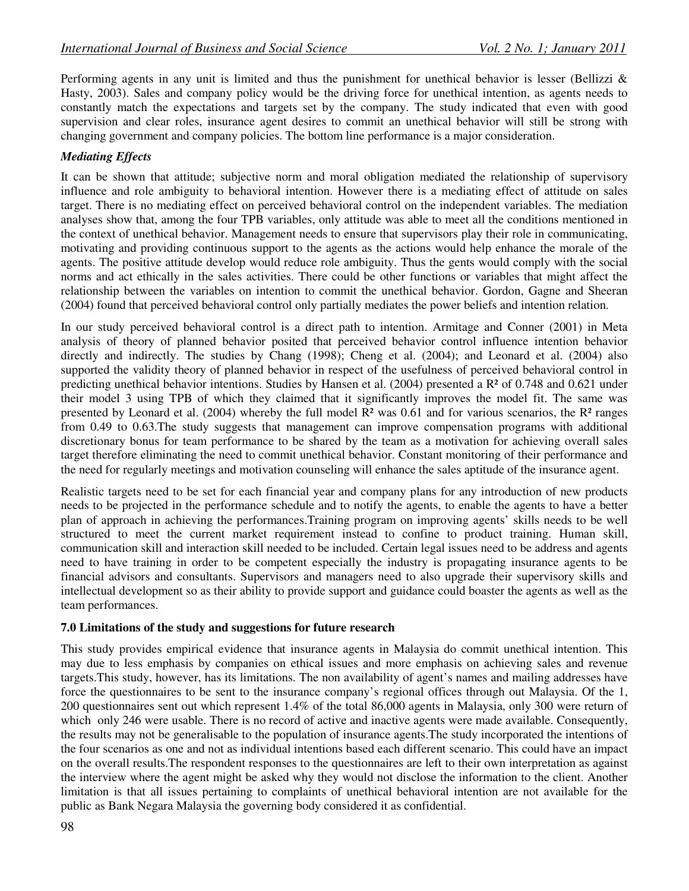Performing agents in any unit is limited and thus the punishment for unethical behavior is lesser (Bellizzi & Hasty, 2003). Sales and company policy would be the driving force for unethical intention, as agents needs to constantly match the expectations and targets set by the company. The study indicated that even with good supervision and clear roles, insurance agent desires to commit an unethical behavior will still be strong with changing government and company policies. The bottom line performance is a major consideration.

### *Mediating Effects*

It can be shown that attitude; subjective norm and moral obligation mediated the relationship of supervisory influence and role ambiguity to behavioral intention. However there is a mediating effect of attitude on sales target. There is no mediating effect on perceived behavioral control on the independent variables. The mediation analyses show that, among the four TPB variables, only attitude was able to meet all the conditions mentioned in the context of unethical behavior. Management needs to ensure that supervisors play their role in communicating, motivating and providing continuous support to the agents as the actions would help enhance the morale of the agents. The positive attitude develop would reduce role ambiguity. Thus the gents would comply with the social norms and act ethically in the sales activities. There could be other functions or variables that might affect the relationship between the variables on intention to commit the unethical behavior. Gordon, Gagne and Sheeran (2004) found that perceived behavioral control only partially mediates the power beliefs and intention relation.

In our study perceived behavioral control is a direct path to intention. Armitage and Conner (2001) in Meta analysis of theory of planned behavior posited that perceived behavior control influence intention behavior directly and indirectly. The studies by Chang (1998); Cheng et al. (2004); and Leonard et al. (2004) also supported the validity theory of planned behavior in respect of the usefulness of perceived behavioral control in predicting unethical behavior intentions. Studies by Hansen et al. (2004) presented a $R^2$ of 0.748 and 0.621 under their model 3 using TPB of which they claimed that it significantly improves the model fit. The same was presented by Leonard et al. (2004) whereby the full model $R^2$ was 0.61 and for various scenarios, the $R^2$ ranges from 0.49 to 0.63.The study suggests that management can improve compensation programs with additional discretionary bonus for team performance to be shared by the team as a motivation for achieving overall sales target therefore eliminating the need to commit unethical behavior. Constant monitoring of their performance and the need for regularly meetings and motivation counseling will enhance the sales aptitude of the insurance agent.

Realistic targets need to be set for each financial year and company plans for any introduction of new products needs to be projected in the performance schedule and to notify the agents, to enable the agents to have a better plan of approach in achieving the performances.Training program on improving agents' skills needs to be well structured to meet the current market requirement instead to confine to product training. Human skill, communication skill and interaction skill needed to be included. Certain legal issues need to be address and agents need to have training in order to be competent especially the industry is propagating insurance agents to be financial advisors and consultants. Supervisors and managers need to also upgrade their supervisory skills and intellectual development so as their ability to provide support and guidance could boaster the agents as well as the team performances.

### 7.0 Limitations of the study and suggestions for future research

This study provides empirical evidence that insurance agents in Malaysia do commit unethical intention. This may due to less emphasis by companies on ethical issues and more emphasis on achieving sales and revenue targets.This study, however, has its limitations. The non availability of agent's names and mailing addresses have force the questionnaires to be sent to the insurance company's regional offices through out Malaysia. Of the 1, 200 questionnaires sent out which represent 1.4% of the total 86,000 agents in Malaysia, only 300 were return of which only 246 were usable. There is no record of active and inactive agents were made available. Consequently, the results may not be generalisable to the population of insurance agents.The study incorporated the intentions of the four scenarios as one and not as individual intentions based each different scenario. This could have an impact on the overall results.The respondent responses to the questionnaires are left to their own interpretation as against the interview where the agent might be asked why they would not disclose the information to the client. Another limitation is that all issues pertaining to complaints of unethical behavioral intention are not available for the public as Bank Negara Malaysia the governing body considered it as confidential.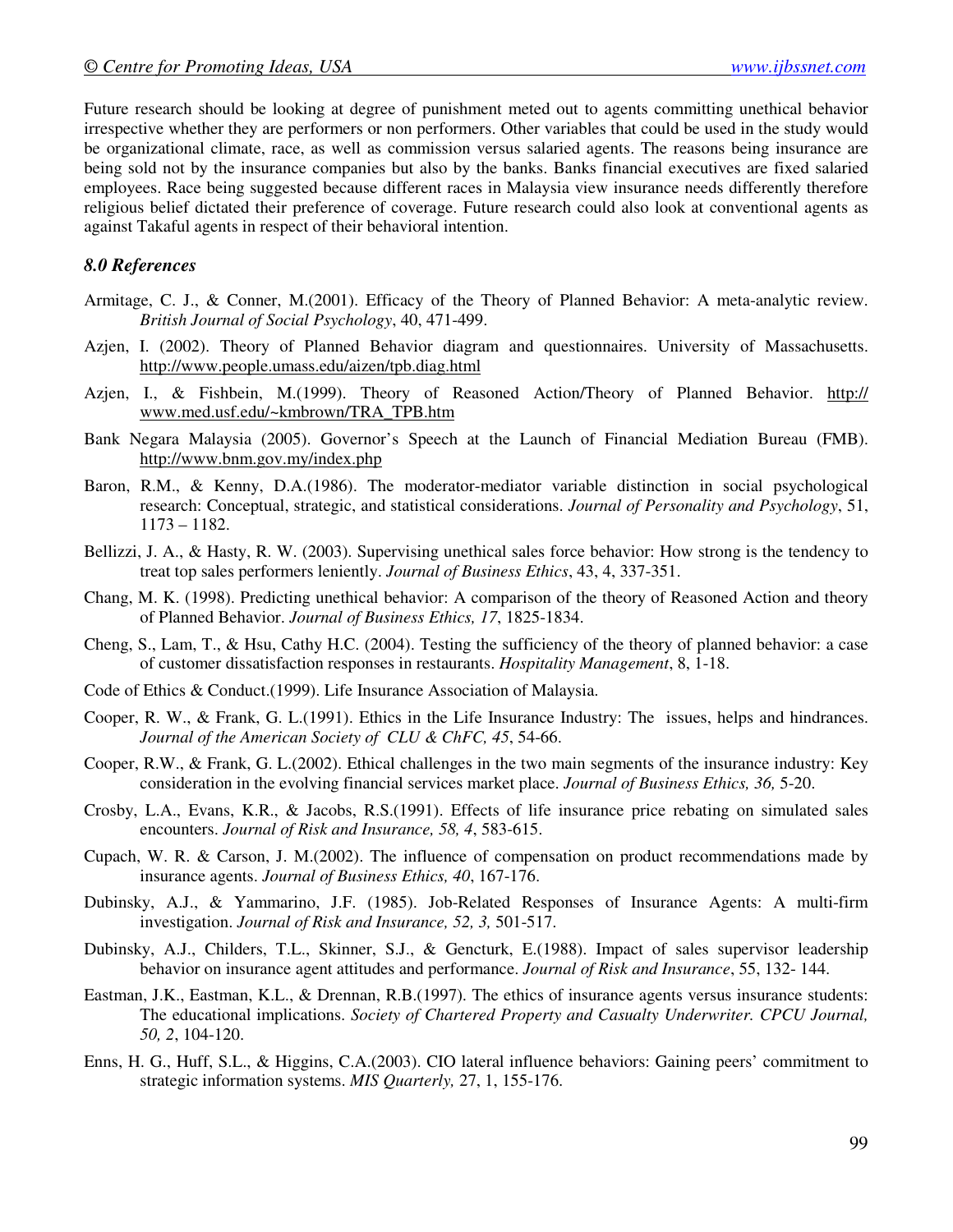Future research should be looking at degree of punishment meted out to agents committing unethical behavior irrespective whether they are performers or non performers. Other variables that could be used in the study would be organizational climate, race, as well as commission versus salaried agents. The reasons being insurance are being sold not by the insurance companies but also by the banks. Banks financial executives are fixed salaried employees. Race being suggested because different races in Malaysia view insurance needs differently therefore religious belief dictated their preference of coverage. Future research could also look at conventional agents as against Takaful agents in respect of their behavioral intention.

### *8.0 References*

Armitage, C. J., & Conner, M.(2001). Efficacy of the Theory of Planned Behavior: A meta-analytic review. *British Journal of Social Psychology*, 40, 471-499.

Azjen, I. (2002). Theory of Planned Behavior diagram and questionnaires. University of Massachusetts. http://www.people.umass.edu/aizen/tpb.diag.html

Azjen, I., & Fishbein, M.(1999). Theory of Reasoned Action/Theory of Planned Behavior. http://www.med.usf.edu/~kmbrown/TRA_TPB.htm

Bank Negara Malaysia (2005). Governor's Speech at the Launch of Financial Mediation Bureau (FMB). http://www.bnm.gov.my/index.php

Baron, R.M., & Kenny, D.A.(1986). The moderator-mediator variable distinction in social psychological research: Conceptual, strategic, and statistical considerations. *Journal of Personality and Psychology*, 51, 1173 – 1182.

Bellizzi, J. A., & Hasty, R. W. (2003). Supervising unethical sales force behavior: How strong is the tendency to treat top sales performers leniently. *Journal of Business Ethics*, 43, 4, 337-351.

Chang, M. K. (1998). Predicting unethical behavior: A comparison of the theory of Reasoned Action and theory of Planned Behavior. *Journal of Business Ethics, 17*, 1825-1834.

Cheng, S., Lam, T., & Hsu, Cathy H.C. (2004). Testing the sufficiency of the theory of planned behavior: a case of customer dissatisfaction responses in restaurants. *Hospitality Management*, 8, 1-18.

Code of Ethics & Conduct.(1999). Life Insurance Association of Malaysia.

Cooper, R. W., & Frank, G. L.(1991). Ethics in the Life Insurance Industry: The issues, helps and hindrances. *Journal of the American Society of CLU & ChFC, 45*, 54-66.

Cooper, R.W., & Frank, G. L.(2002). Ethical challenges in the two main segments of the insurance industry: Key consideration in the evolving financial services market place. *Journal of Business Ethics, 36,* 5-20.

Crosby, L.A., Evans, K.R., & Jacobs, R.S.(1991). Effects of life insurance price rebating on simulated sales encounters. *Journal of Risk and Insurance, 58, 4*, 583-615.

Cupach, W. R. & Carson, J. M.(2002). The influence of compensation on product recommendations made by insurance agents. *Journal of Business Ethics, 40*, 167-176.

Dubinsky, A.J., & Yammarino, J.F. (1985). Job-Related Responses of Insurance Agents: A multi-firm investigation. *Journal of Risk and Insurance, 52, 3,* 501-517.

Dubinsky, A.J., Childers, T.L., Skinner, S.J., & Gencturk, E.(1988). Impact of sales supervisor leadership behavior on insurance agent attitudes and performance. *Journal of Risk and Insurance*, 55, 132- 144.

Eastman, J.K., Eastman, K.L., & Drennan, R.B.(1997). The ethics of insurance agents versus insurance students: The educational implications. *Society of Chartered Property and Casualty Underwriter. CPCU Journal, 50, 2*, 104-120.

Enns, H. G., Huff, S.L., & Higgins, C.A.(2003). CIO lateral influence behaviors: Gaining peers' commitment to strategic information systems. *MIS Quarterly,* 27, 1, 155-176.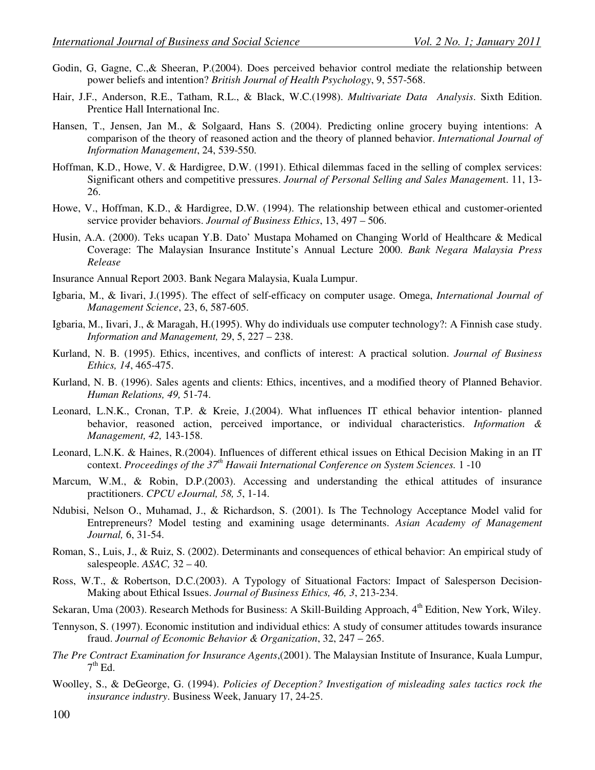Godin, G, Gagne, C.,& Sheeran, P.(2004). Does perceived behavior control mediate the relationship between power beliefs and intention? *British Journal of Health Psychology*, 9, 557-568.

Hair, J.F., Anderson, R.E., Tatham, R.L., & Black, W.C.(1998). *Multivariate Data Analysis*. Sixth Edition. Prentice Hall International Inc.

Hansen, T., Jensen, Jan M., & Solgaard, Hans S. (2004). Predicting online grocery buying intentions: A comparison of the theory of reasoned action and the theory of planned behavior. *International Journal of Information Management*, 24, 539-550.

Hoffman, K.D., Howe, V. & Hardigree, D.W. (1991). Ethical dilemmas faced in the selling of complex services: Significant others and competitive pressures. *Journal of Personal Selling and Sales Managemen*t. 11, 13-26.

Howe, V., Hoffman, K.D., & Hardigree, D.W. (1994). The relationship between ethical and customer-oriented service provider behaviors. *Journal of Business Ethics*, 13, 497 – 506.

Husin, A.A. (2000). Teks ucapan Y.B. Dato' Mustapa Mohamed on Changing World of Healthcare & Medical Coverage: The Malaysian Insurance Institute's Annual Lecture 2000. *Bank Negara Malaysia Press Release*

Insurance Annual Report 2003. Bank Negara Malaysia, Kuala Lumpur.

Igbaria, M., & Iivari, J.(1995). The effect of self-efficacy on computer usage. Omega, *International Journal of Management Science*, 23, 6, 587-605.

Igbaria, M., Iivari, J., & Maragah, H.(1995). Why do individuals use computer technology?: A Finnish case study. *Information and Management,* 29, 5, 227 – 238.

Kurland, N. B. (1995). Ethics, incentives, and conflicts of interest: A practical solution. *Journal of Business Ethics, 14*, 465-475.

Kurland, N. B. (1996). Sales agents and clients: Ethics, incentives, and a modified theory of Planned Behavior. *Human Relations, 49,* 51-74.

Leonard, L.N.K., Cronan, T.P. & Kreie, J.(2004). What influences IT ethical behavior intention- planned behavior, reasoned action, perceived importance, or individual characteristics. *Information & Management, 42,* 143-158.

Leonard, L.N.K. & Haines, R.(2004). Influences of different ethical issues on Ethical Decision Making in an IT context. *Proceedings of the 37th Hawaii International Conference on System Sciences.* 1 -10

Marcum, W.M., & Robin, D.P.(2003). Accessing and understanding the ethical attitudes of insurance practitioners. *CPCU eJournal, 58, 5*, 1-14.

Ndubisi, Nelson O., Muhamad, J., & Richardson, S. (2001). Is The Technology Acceptance Model valid for Entrepreneurs? Model testing and examining usage determinants. *Asian Academy of Management Journal,* 6, 31-54.

Roman, S., Luis, J., & Ruiz, S. (2002). Determinants and consequences of ethical behavior: An empirical study of salespeople. *ASAC,* 32 – 40.

Ross, W.T., & Robertson, D.C.(2003). A Typology of Situational Factors: Impact of Salesperson Decision-Making about Ethical Issues. *Journal of Business Ethics, 46, 3*, 213-234.

Sekaran, Uma (2003). Research Methods for Business: A Skill-Building Approach, 4th Edition, New York, Wiley.

Tennyson, S. (1997). Economic institution and individual ethics: A study of consumer attitudes towards insurance fraud. *Journal of Economic Behavior & Organization*, 32, 247 – 265.

*The Pre Contract Examination for Insurance Agents*,(2001). The Malaysian Institute of Insurance, Kuala Lumpur, 7th Ed.

Woolley, S., & DeGeorge, G. (1994). *Policies of Deception? Investigation of misleading sales tactics rock the insurance industry*. Business Week, January 17, 24-25.